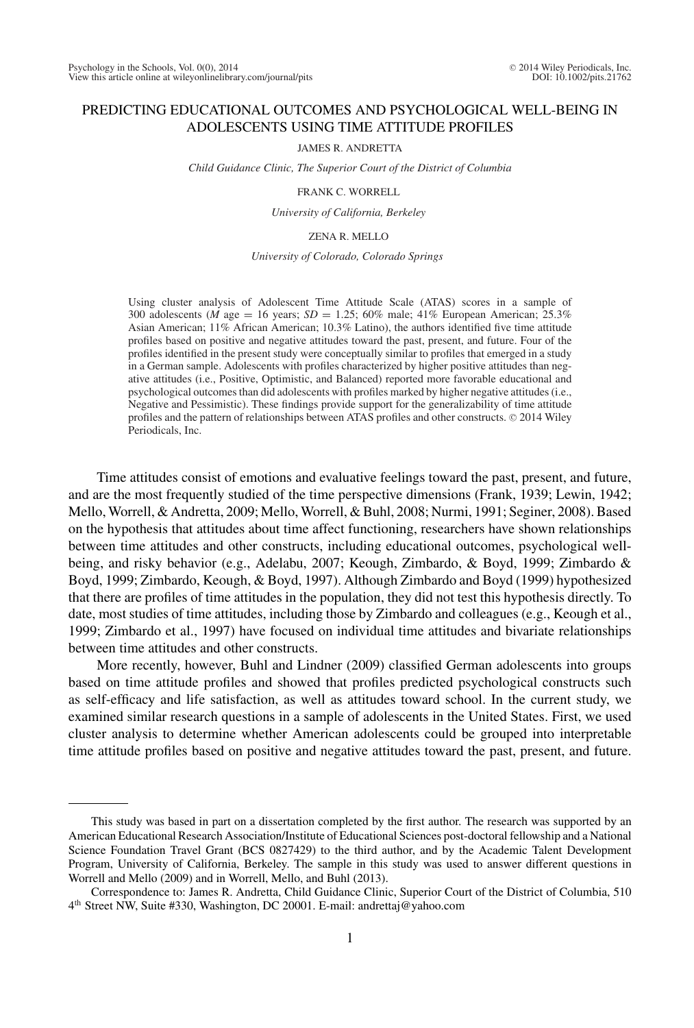# PREDICTING EDUCATIONAL OUTCOMES AND PSYCHOLOGICAL WELL-BEING IN ADOLESCENTS USING TIME ATTITUDE PROFILES

JAMES R. ANDRETTA

*Child Guidance Clinic, The Superior Court of the District of Columbia*

FRANK C. WORRELL

*University of California, Berkeley*

ZENA R. MELLO

*University of Colorado, Colorado Springs*

Using cluster analysis of Adolescent Time Attitude Scale (ATAS) scores in a sample of 300 adolescents (*M* age = 16 years; *SD* = 1.25; 60% male; 41% European American; 25.3% Asian American; 11% African American; 10.3% Latino), the authors identified five time attitude profiles based on positive and negative attitudes toward the past, present, and future. Four of the profiles identified in the present study were conceptually similar to profiles that emerged in a study in a German sample. Adolescents with profiles characterized by higher positive attitudes than negative attitudes (i.e., Positive, Optimistic, and Balanced) reported more favorable educational and psychological outcomes than did adolescents with profiles marked by higher negative attitudes (i.e., Negative and Pessimistic). These findings provide support for the generalizability of time attitude profiles and the pattern of relationships between ATAS profiles and other constructs. © 2014 Wiley Periodicals, Inc.

Time attitudes consist of emotions and evaluative feelings toward the past, present, and future, and are the most frequently studied of the time perspective dimensions (Frank, 1939; Lewin, 1942; Mello, Worrell, & Andretta, 2009; Mello, Worrell, & Buhl, 2008; Nurmi, 1991; Seginer, 2008). Based on the hypothesis that attitudes about time affect functioning, researchers have shown relationships between time attitudes and other constructs, including educational outcomes, psychological well-being, and risky behavior (e.g., Adelabu, 2007; Keough, Zimbardo, & Boyd, 1999; Zimbardo & Boyd, 1999; Zimbardo, Keough, & Boyd, 1997). Although Zimbardo and Boyd (1999) hypothesized that there are profiles of time attitudes in the population, they did not test this hypothesis directly. To date, most studies of time attitudes, including those by Zimbardo and colleagues (e.g., Keough et al., 1999; Zimbardo et al., 1997) have focused on individual time attitudes and bivariate relationships between time attitudes and other constructs.

More recently, however, Buhl and Lindner (2009) classified German adolescents into groups based on time attitude profiles and showed that profiles predicted psychological constructs such as self-efficacy and life satisfaction, as well as attitudes toward school. In the current study, we examined similar research questions in a sample of adolescents in the United States. First, we used cluster analysis to determine whether American adolescents could be grouped into interpretable time attitude profiles based on positive and negative attitudes toward the past, present, and future.

---

This study was based in part on a dissertation completed by the first author. The research was supported by an American Educational Research Association/Institute of Educational Sciences post-doctoral fellowship and a National Science Foundation Travel Grant (BCS 0827429) to the third author, and by the Academic Talent Development Program, University of California, Berkeley. The sample in this study was used to answer different questions in Worrell and Mello (2009) and in Worrell, Mello, and Buhl (2013).

Correspondence to: James R. Andretta, Child Guidance Clinic, Superior Court of the District of Columbia, 510 4th Street NW, Suite #330, Washington, DC 20001. E-mail: andrettaj@yahoo.com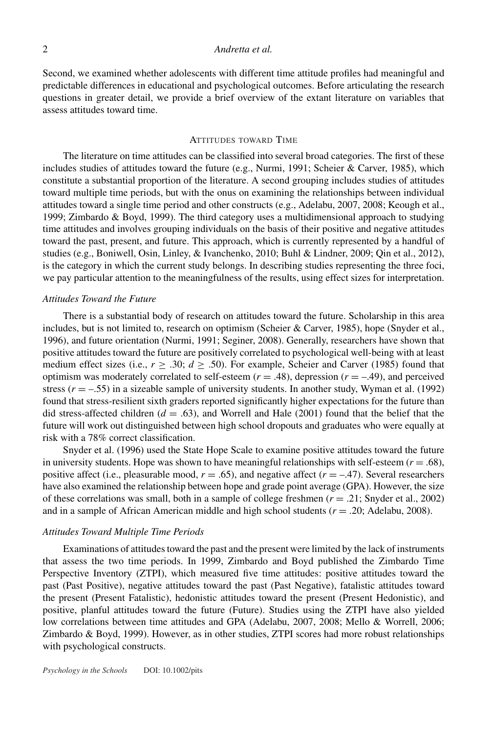Second, we examined whether adolescents with different time attitude profiles had meaningful and predictable differences in educational and psychological outcomes. Before articulating the research questions in greater detail, we provide a brief overview of the extant literature on variables that assess attitudes toward time.

## Attitudes toward Time

The literature on time attitudes can be classified into several broad categories. The first of these includes studies of attitudes toward the future (e.g., Nurmi, 1991; Scheier & Carver, 1985), which constitute a substantial proportion of the literature. A second grouping includes studies of attitudes toward multiple time periods, but with the onus on examining the relationships between individual attitudes toward a single time period and other constructs (e.g., Adelabu, 2007, 2008; Keough et al., 1999; Zimbardo & Boyd, 1999). The third category uses a multidimensional approach to studying time attitudes and involves grouping individuals on the basis of their positive and negative attitudes toward the past, present, and future. This approach, which is currently represented by a handful of studies (e.g., Boniwell, Osin, Linley, & Ivanchenko, 2010; Buhl & Lindner, 2009; Qin et al., 2012), is the category in which the current study belongs. In describing studies representing the three foci, we pay particular attention to the meaningfulness of the results, using effect sizes for interpretation.

### *Attitudes Toward the Future*

There is a substantial body of research on attitudes toward the future. Scholarship in this area includes, but is not limited to, research on optimism (Scheier & Carver, 1985), hope (Snyder et al., 1996), and future orientation (Nurmi, 1991; Seginer, 2008). Generally, researchers have shown that positive attitudes toward the future are positively correlated to psychological well-being with at least medium effect sizes (i.e., $r \geq .30$; $d \geq .50$). For example, Scheier and Carver (1985) found that optimism was moderately correlated to self-esteem ($r = .48$), depression ($r = –.49$), and perceived stress ($r = –.55$) in a sizeable sample of university students. In another study, Wyman et al. (1992) found that stress-resilient sixth graders reported significantly higher expectations for the future than did stress-affected children ($d = .63$), and Worrell and Hale (2001) found that the belief that the future will work out distinguished between high school dropouts and graduates who were equally at risk with a 78% correct classification.

Snyder et al. (1996) used the State Hope Scale to examine positive attitudes toward the future in university students. Hope was shown to have meaningful relationships with self-esteem ($r = .68$), positive affect (i.e., pleasurable mood, $r = .65$), and negative affect ($r = –.47$). Several researchers have also examined the relationship between hope and grade point average (GPA). However, the size of these correlations was small, both in a sample of college freshmen ($r = .21$; Snyder et al., 2002) and in a sample of African American middle and high school students ($r = .20$; Adelabu, 2008).

### *Attitudes Toward Multiple Time Periods*

Examinations of attitudes toward the past and the present were limited by the lack of instruments that assess the two time periods. In 1999, Zimbardo and Boyd published the Zimbardo Time Perspective Inventory (ZTPI), which measured five time attitudes: positive attitudes toward the past (Past Positive), negative attitudes toward the past (Past Negative), fatalistic attitudes toward the present (Present Fatalistic), hedonistic attitudes toward the present (Present Hedonistic), and positive, planful attitudes toward the future (Future). Studies using the ZTPI have also yielded low correlations between time attitudes and GPA (Adelabu, 2007, 2008; Mello & Worrell, 2006; Zimbardo & Boyd, 1999). However, as in other studies, ZTPI scores had more robust relationships with psychological constructs.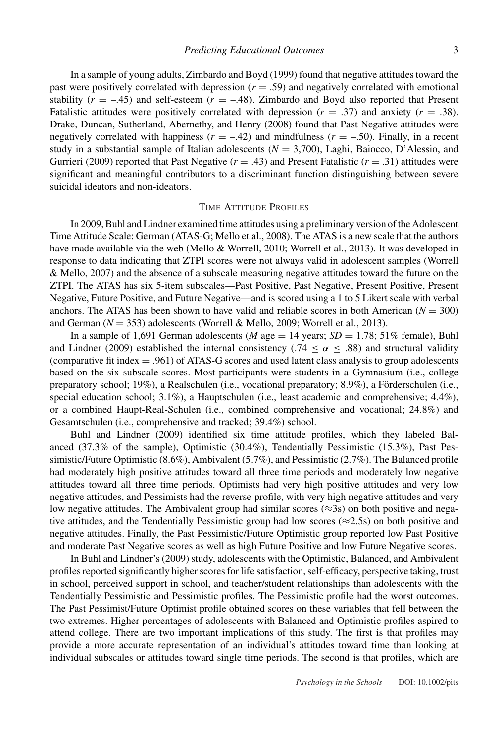In a sample of young adults, Zimbardo and Boyd (1999) found that negative attitudes toward the past were positively correlated with depression ($r$ = .59) and negatively correlated with emotional stability ($r$ = –.45) and self-esteem ($r$ = –.48). Zimbardo and Boyd also reported that Present Fatalistic attitudes were positively correlated with depression ($r$ = .37) and anxiety ($r$ = .38). Drake, Duncan, Sutherland, Abernethy, and Henry (2008) found that Past Negative attitudes were negatively correlated with happiness ($r$ = –.42) and mindfulness ($r$ = –.50). Finally, in a recent study in a substantial sample of Italian adolescents ($N$ = 3,700), Laghi, Baiocco, D'Alessio, and Gurrieri (2009) reported that Past Negative ($r$ = .43) and Present Fatalistic ($r$ = .31) attitudes were significant and meaningful contributors to a discriminant function distinguishing between severe suicidal ideators and non-ideators.

## Time Attitude Profiles

In 2009, Buhl and Lindner examined time attitudes using a preliminary version of the Adolescent Time Attitude Scale: German (ATAS-G; Mello et al., 2008). The ATAS is a new scale that the authors have made available via the web (Mello & Worrell, 2010; Worrell et al., 2013). It was developed in response to data indicating that ZTPI scores were not always valid in adolescent samples (Worrell & Mello, 2007) and the absence of a subscale measuring negative attitudes toward the future on the ZTPI. The ATAS has six 5-item subscales—Past Positive, Past Negative, Present Positive, Present Negative, Future Positive, and Future Negative—and is scored using a 1 to 5 Likert scale with verbal anchors. The ATAS has been shown to have valid and reliable scores in both American ($N$ = 300) and German ($N$ = 353) adolescents (Worrell & Mello, 2009; Worrell et al., 2013).

In a sample of 1,691 German adolescents ($M$ age = 14 years; $SD$ = 1.78; 51% female), Buhl and Lindner (2009) established the internal consistency ($.74 \leq \alpha \leq .88$) and structural validity (comparative fit index = .961) of ATAS-G scores and used latent class analysis to group adolescents based on the six subscale scores. Most participants were students in a Gymnasium (i.e., college preparatory school; 19%), a Realschulen (i.e., vocational preparatory; 8.9%), a Förderschulen (i.e., special education school; 3.1%), a Hauptschulen (i.e., least academic and comprehensive; 4.4%), or a combined Haupt-Real-Schulen (i.e., combined comprehensive and vocational; 24.8%) and Gesamtschulen (i.e., comprehensive and tracked; 39.4%) school.

Buhl and Lindner (2009) identified six time attitude profiles, which they labeled Balanced (37.3% of the sample), Optimistic (30.4%), Tendentially Pessimistic (15.3%), Past Pessimistic/Future Optimistic (8.6%), Ambivalent (5.7%), and Pessimistic (2.7%). The Balanced profile had moderately high positive attitudes toward all three time periods and moderately low negative attitudes toward all three time periods. Optimists had very high positive attitudes and very low negative attitudes, and Pessimists had the reverse profile, with very high negative attitudes and very low negative attitudes. The Ambivalent group had similar scores (≈3s) on both positive and negative attitudes, and the Tendentially Pessimistic group had low scores (≈2.5s) on both positive and negative attitudes. Finally, the Past Pessimistic/Future Optimistic group reported low Past Positive and moderate Past Negative scores as well as high Future Positive and low Future Negative scores.

In Buhl and Lindner's (2009) study, adolescents with the Optimistic, Balanced, and Ambivalent profiles reported significantly higher scores for life satisfaction, self-efficacy, perspective taking, trust in school, perceived support in school, and teacher/student relationships than adolescents with the Tendentially Pessimistic and Pessimistic profiles. The Pessimistic profile had the worst outcomes. The Past Pessimist/Future Optimist profile obtained scores on these variables that fell between the two extremes. Higher percentages of adolescents with Balanced and Optimistic profiles aspired to attend college. There are two important implications of this study. The first is that profiles may provide a more accurate representation of an individual's attitudes toward time than looking at individual subscales or attitudes toward single time periods. The second is that profiles, which are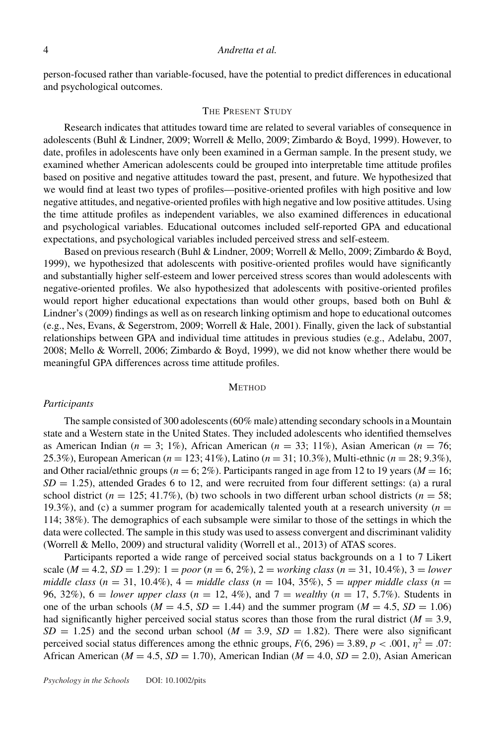person-focused rather than variable-focused, have the potential to predict differences in educational and psychological outcomes.

## The Present Study

Research indicates that attitudes toward time are related to several variables of consequence in adolescents (Buhl & Lindner, 2009; Worrell & Mello, 2009; Zimbardo & Boyd, 1999). However, to date, profiles in adolescents have only been examined in a German sample. In the present study, we examined whether American adolescents could be grouped into interpretable time attitude profiles based on positive and negative attitudes toward the past, present, and future. We hypothesized that we would find at least two types of profiles—positive-oriented profiles with high positive and low negative attitudes, and negative-oriented profiles with high negative and low positive attitudes. Using the time attitude profiles as independent variables, we also examined differences in educational and psychological variables. Educational outcomes included self-reported GPA and educational expectations, and psychological variables included perceived stress and self-esteem.

Based on previous research (Buhl & Lindner, 2009; Worrell & Mello, 2009; Zimbardo & Boyd, 1999), we hypothesized that adolescents with positive-oriented profiles would have significantly and substantially higher self-esteem and lower perceived stress scores than would adolescents with negative-oriented profiles. We also hypothesized that adolescents with positive-oriented profiles would report higher educational expectations than would other groups, based both on Buhl & Lindner's (2009) findings as well as on research linking optimism and hope to educational outcomes (e.g., Nes, Evans, & Segerstrom, 2009; Worrell & Hale, 2001). Finally, given the lack of substantial relationships between GPA and individual time attitudes in previous studies (e.g., Adelabu, 2007, 2008; Mello & Worrell, 2006; Zimbardo & Boyd, 1999), we did not know whether there would be meaningful GPA differences across time attitude profiles.

## Method

### *Participants*

The sample consisted of 300 adolescents (60% male) attending secondary schools in a Mountain state and a Western state in the United States. They included adolescents who identified themselves as American Indian ($n$ = 3; 1%), African American ($n$ = 33; 11%), Asian American ($n$ = 76; 25.3%), European American ($n$ = 123; 41%), Latino ($n$ = 31; 10.3%), Multi-ethnic ($n$ = 28; 9.3%), and Other racial/ethnic groups ($n$ = 6; 2%). Participants ranged in age from 12 to 19 years ($M$ = 16; $SD$ = 1.25), attended Grades 6 to 12, and were recruited from four different settings: (a) a rural school district ($n$ = 125; 41.7%), (b) two schools in two different urban school districts ($n$ = 58; 19.3%), and (c) a summer program for academically talented youth at a research university ($n$ = 114; 38%). The demographics of each subsample were similar to those of the settings in which the data were collected. The sample in this study was used to assess convergent and discriminant validity (Worrell & Mello, 2009) and structural validity (Worrell et al., 2013) of ATAS scores.

Participants reported a wide range of perceived social status backgrounds on a 1 to 7 Likert scale ($M$ = 4.2, $SD$ = 1.29): 1 = *poor* ($n$ = 6, 2%), 2 = *working class* ($n$ = 31, 10.4%), 3 = *lower middle class* ($n$ = 31, 10.4%), 4 = *middle class* ($n$ = 104, 35%), 5 = *upper middle class* ($n$ = 96, 32%), 6 = *lower upper class* ($n$ = 12, 4%), and 7 = *wealthy* ($n$ = 17, 5.7%). Students in one of the urban schools ($M$ = 4.5, $SD$ = 1.44) and the summer program ($M$ = 4.5, $SD$ = 1.06) had significantly higher perceived social status scores than those from the rural district ($M$ = 3.9, $SD$ = 1.25) and the second urban school ($M$ = 3.9, $SD$ = 1.82). There were also significant perceived social status differences among the ethnic groups, $F(6, 296) = 3.89$, $p < .001$, $\eta^2 = .07$: African American ($M$ = 4.5, $SD$ = 1.70), American Indian ($M$ = 4.0, $SD$ = 2.0), Asian American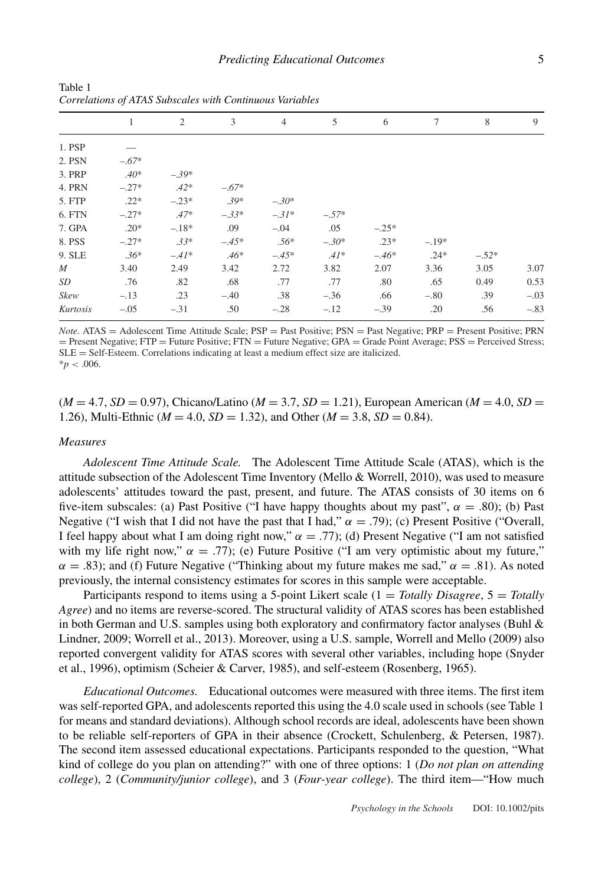Table 1
*Correlations of ATAS Subscales with Continuous Variables*

| | 1 | 2 | 3 | 4 | 5 | 6 | 7 | 8 | 9 |
|---|---|---|---|---|---|---|---|---|---|
| 1. PSP | — | | | | | | | | |
| 2. PSN | *–.67\** | | | | | | | | |
| 3. PRP | *.40\** | *–.39\** | | | | | | | |
| 4. PRN | –.27* | *.42\** | *–.67\** | | | | | | |
| 5. FTP | .22* | –.23* | *.39\** | *–.30\** | | | | | |
| 6. FTN | –.27* | *.47\** | *–.33\** | *–.31\** | *–.57\** | | | | |
| 7. GPA | .20* | –.18* | .09 | –.04 | .05 | –.25* | | | |
| 8. PSS | –.27* | *.33\** | *–.45\** | *.56\** | *–.30\** | .23* | –.19* | | |
| 9. SLE | *.36\** | *–.41\** | *.46\** | *–.45\** | *.41\** | *–.46\** | .24* | *–.52\** | |
| *M* | 3.40 | 2.49 | 3.42 | 2.72 | 3.82 | 2.07 | 3.36 | 3.05 | 3.07 |
| *SD* | .76 | .82 | .68 | .77 | .77 | .80 | .65 | 0.49 | 0.53 |
| *Skew* | –.13 | .23 | –.40 | .38 | –.36 | .66 | –.80 | .39 | –.03 |
| *Kurtosis* | –.05 | –.31 | .50 | –.28 | –.12 | –.39 | .20 | .56 | –.83 |

*Note.* ATAS = Adolescent Time Attitude Scale; PSP = Past Positive; PSN = Past Negative; PRP = Present Positive; PRN = Present Negative; FTP = Future Positive; FTN = Future Negative; GPA = Grade Point Average; PSS = Perceived Stress; SLE = Self-Esteem. Correlations indicating at least a medium effect size are italicized.
$^{*}p < .006$.

($M = 4.7$, $SD = 0.97$), Chicano/Latino ($M = 3.7$, $SD = 1.21$), European American ($M = 4.0$, $SD = 1.26$), Multi-Ethnic ($M = 4.0$, $SD = 1.32$), and Other ($M = 3.8$, $SD = 0.84$).

### *Measures*

*Adolescent Time Attitude Scale.* The Adolescent Time Attitude Scale (ATAS), which is the attitude subsection of the Adolescent Time Inventory (Mello & Worrell, 2010), was used to measure adolescents' attitudes toward the past, present, and future. The ATAS consists of 30 items on 6 five-item subscales: (a) Past Positive ("I have happy thoughts about my past", $\alpha = .80$); (b) Past Negative ("I wish that I did not have the past that I had," $\alpha = .79$); (c) Present Positive ("Overall, I feel happy about what I am doing right now," $\alpha = .77$); (d) Present Negative ("I am not satisfied with my life right now," $\alpha = .77$); (e) Future Positive ("I am very optimistic about my future," $\alpha = .83$); and (f) Future Negative ("Thinking about my future makes me sad," $\alpha = .81$). As noted previously, the internal consistency estimates for scores in this sample were acceptable.

Participants respond to items using a 5-point Likert scale (1 = *Totally Disagree*, 5 = *Totally Agree*) and no items are reverse-scored. The structural validity of ATAS scores has been established in both German and U.S. samples using both exploratory and confirmatory factor analyses (Buhl & Lindner, 2009; Worrell et al., 2013). Moreover, using a U.S. sample, Worrell and Mello (2009) also reported convergent validity for ATAS scores with several other variables, including hope (Snyder et al., 1996), optimism (Scheier & Carver, 1985), and self-esteem (Rosenberg, 1965).

*Educational Outcomes.* Educational outcomes were measured with three items. The first item was self-reported GPA, and adolescents reported this using the 4.0 scale used in schools (see Table 1 for means and standard deviations). Although school records are ideal, adolescents have been shown to be reliable self-reporters of GPA in their absence (Crockett, Schulenberg, & Petersen, 1987). The second item assessed educational expectations. Participants responded to the question, "What kind of college do you plan on attending?" with one of three options: 1 (*Do not plan on attending college*), 2 (*Community/junior college*), and 3 (*Four-year college*). The third item—"How much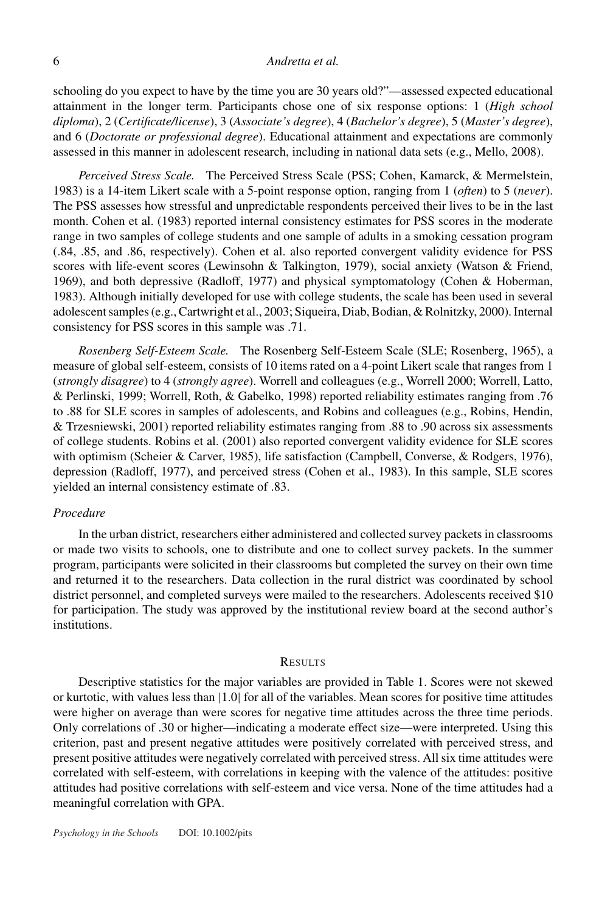schooling do you expect to have by the time you are 30 years old?"—assessed expected educational attainment in the longer term. Participants chose one of six response options: 1 (*High school diploma*), 2 (*Certificate/license*), 3 (*Associate's degree*), 4 (*Bachelor's degree*), 5 (*Master's degree*), and 6 (*Doctorate or professional degree*). Educational attainment and expectations are commonly assessed in this manner in adolescent research, including in national data sets (e.g., Mello, 2008).

*Perceived Stress Scale.* The Perceived Stress Scale (PSS; Cohen, Kamarck, & Mermelstein, 1983) is a 14-item Likert scale with a 5-point response option, ranging from 1 (*often*) to 5 (*never*). The PSS assesses how stressful and unpredictable respondents perceived their lives to be in the last month. Cohen et al. (1983) reported internal consistency estimates for PSS scores in the moderate range in two samples of college students and one sample of adults in a smoking cessation program (.84, .85, and .86, respectively). Cohen et al. also reported convergent validity evidence for PSS scores with life-event scores (Lewinsohn & Talkington, 1979), social anxiety (Watson & Friend, 1969), and both depressive (Radloff, 1977) and physical symptomatology (Cohen & Hoberman, 1983). Although initially developed for use with college students, the scale has been used in several adolescent samples (e.g., Cartwright et al., 2003; Siqueira, Diab, Bodian, & Rolnitzky, 2000). Internal consistency for PSS scores in this sample was .71.

*Rosenberg Self-Esteem Scale.* The Rosenberg Self-Esteem Scale (SLE; Rosenberg, 1965), a measure of global self-esteem, consists of 10 items rated on a 4-point Likert scale that ranges from 1 (*strongly disagree*) to 4 (*strongly agree*). Worrell and colleagues (e.g., Worrell 2000; Worrell, Latto, & Perlinski, 1999; Worrell, Roth, & Gabelko, 1998) reported reliability estimates ranging from .76 to .88 for SLE scores in samples of adolescents, and Robins and colleagues (e.g., Robins, Hendin, & Trzesniewski, 2001) reported reliability estimates ranging from .88 to .90 across six assessments of college students. Robins et al. (2001) also reported convergent validity evidence for SLE scores with optimism (Scheier & Carver, 1985), life satisfaction (Campbell, Converse, & Rodgers, 1976), depression (Radloff, 1977), and perceived stress (Cohen et al., 1983). In this sample, SLE scores yielded an internal consistency estimate of .83.

### *Procedure*

In the urban district, researchers either administered and collected survey packets in classrooms or made two visits to schools, one to distribute and one to collect survey packets. In the summer program, participants were solicited in their classrooms but completed the survey on their own time and returned it to the researchers. Data collection in the rural district was coordinated by school district personnel, and completed surveys were mailed to the researchers. Adolescents received \$10 for participation. The study was approved by the institutional review board at the second author's institutions.

## RESULTS

Descriptive statistics for the major variables are provided in Table 1. Scores were not skewed or kurtotic, with values less than $|1.0|$ for all of the variables. Mean scores for positive time attitudes were higher on average than were scores for negative time attitudes across the three time periods. Only correlations of .30 or higher—indicating a moderate effect size—were interpreted. Using this criterion, past and present negative attitudes were positively correlated with perceived stress, and present positive attitudes were negatively correlated with perceived stress. All six time attitudes were correlated with self-esteem, with correlations in keeping with the valence of the attitudes: positive attitudes had positive correlations with self-esteem and vice versa. None of the time attitudes had a meaningful correlation with GPA.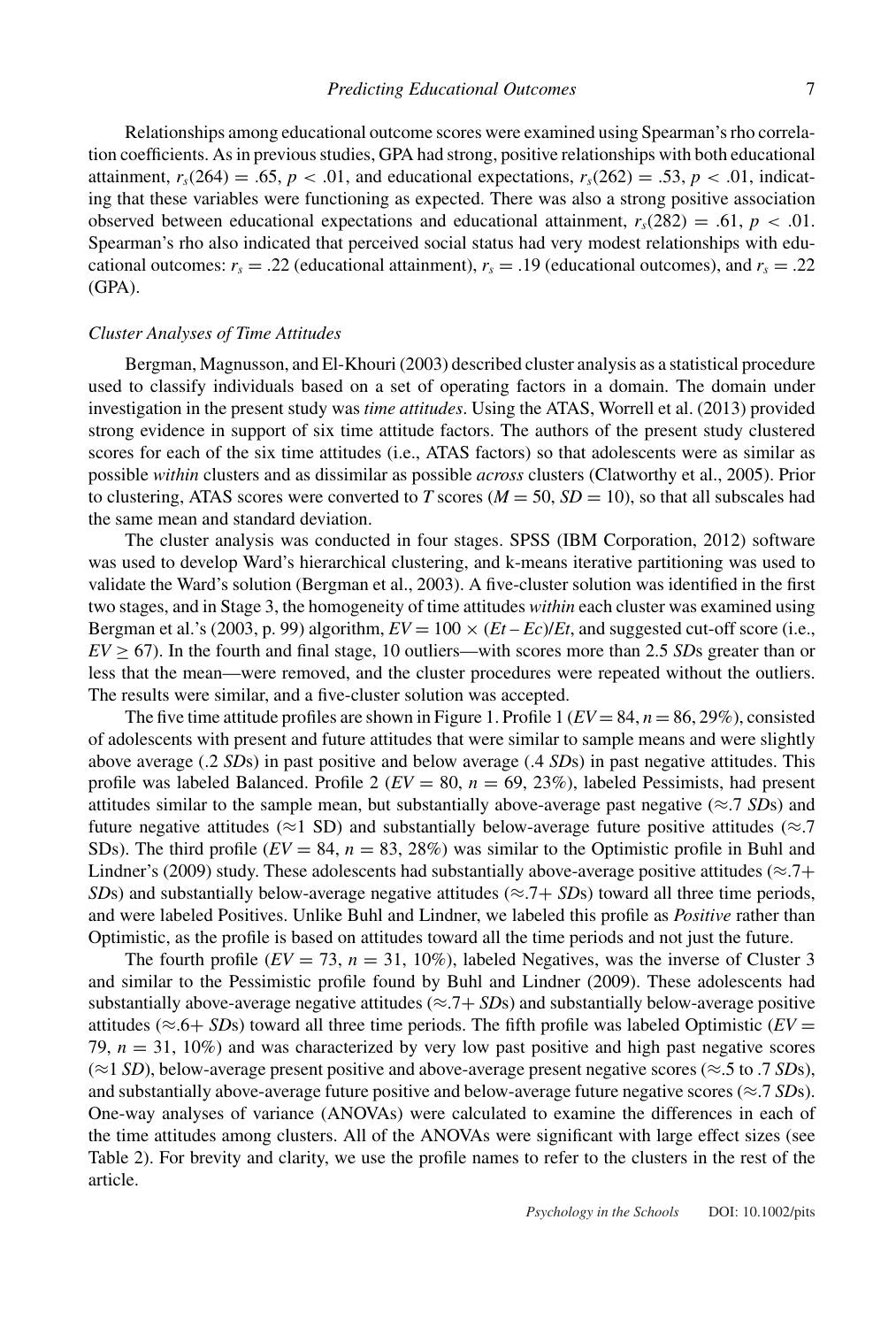Relationships among educational outcome scores were examined using Spearman's rho correlation coefficients. As in previous studies, GPA had strong, positive relationships with both educational attainment, $r_s(264) = .65$, $p < .01$, and educational expectations, $r_s(262) = .53$, $p < .01$, indicating that these variables were functioning as expected. There was also a strong positive association observed between educational expectations and educational attainment, $r_s(282) = .61$, $p < .01$. Spearman's rho also indicated that perceived social status had very modest relationships with educational outcomes: $r_s = .22$ (educational attainment), $r_s = .19$ (educational outcomes), and $r_s = .22$ (GPA).

### *Cluster Analyses of Time Attitudes*

Bergman, Magnusson, and El-Khouri (2003) described cluster analysis as a statistical procedure used to classify individuals based on a set of operating factors in a domain. The domain under investigation in the present study was *time attitudes*. Using the ATAS, Worrell et al. (2013) provided strong evidence in support of six time attitude factors. The authors of the present study clustered scores for each of the six time attitudes (i.e., ATAS factors) so that adolescents were as similar as possible *within* clusters and as dissimilar as possible *across* clusters (Clatworthy et al., 2005). Prior to clustering, ATAS scores were converted to *T* scores ($M = 50$, $SD = 10$), so that all subscales had the same mean and standard deviation.

The cluster analysis was conducted in four stages. SPSS (IBM Corporation, 2012) software was used to develop Ward's hierarchical clustering, and k-means iterative partitioning was used to validate the Ward's solution (Bergman et al., 2003). A five-cluster solution was identified in the first two stages, and in Stage 3, the homogeneity of time attitudes *within* each cluster was examined using Bergman et al.'s (2003, p. 99) algorithm, $EV = 100 \times (Et - Ec)/Et$, and suggested cut-off score (i.e., $EV \geq 67$). In the fourth and final stage, 10 outliers—with scores more than 2.5 *SD*s greater than or less that the mean—were removed, and the cluster procedures were repeated without the outliers. The results were similar, and a five-cluster solution was accepted.

The five time attitude profiles are shown in Figure 1. Profile 1 ($EV = 84$, $n = 86$, 29%), consisted of adolescents with present and future attitudes that were similar to sample means and were slightly above average (.2 *SD*s) in past positive and below average (.4 *SD*s) in past negative attitudes. This profile was labeled Balanced. Profile 2 ($EV = 80$, $n = 69$, 23%), labeled Pessimists, had present attitudes similar to the sample mean, but substantially above-average past negative (≈.7 *SD*s) and future negative attitudes (≈1 SD) and substantially below-average future positive attitudes (≈.7 SDs). The third profile ($EV = 84$, $n = 83$, 28%) was similar to the Optimistic profile in Buhl and Lindner's (2009) study. These adolescents had substantially above-average positive attitudes (≈.7+ *SD*s) and substantially below-average negative attitudes (≈.7+ *SD*s) toward all three time periods, and were labeled Positives. Unlike Buhl and Lindner, we labeled this profile as *Positive* rather than Optimistic, as the profile is based on attitudes toward all the time periods and not just the future.

The fourth profile ($EV = 73$, $n = 31$, 10%), labeled Negatives, was the inverse of Cluster 3 and similar to the Pessimistic profile found by Buhl and Lindner (2009). These adolescents had substantially above-average negative attitudes (≈.7+ *SD*s) and substantially below-average positive attitudes (≈.6+ *SD*s) toward all three time periods. The fifth profile was labeled Optimistic ($EV = 79$, $n = 31$, 10%) and was characterized by very low past positive and high past negative scores (≈1 *SD*), below-average present positive and above-average present negative scores (≈.5 to .7 *SD*s), and substantially above-average future positive and below-average future negative scores (≈.7 *SD*s). One-way analyses of variance (ANOVAs) were calculated to examine the differences in each of the time attitudes among clusters. All of the ANOVAs were significant with large effect sizes (see Table 2). For brevity and clarity, we use the profile names to refer to the clusters in the rest of the article.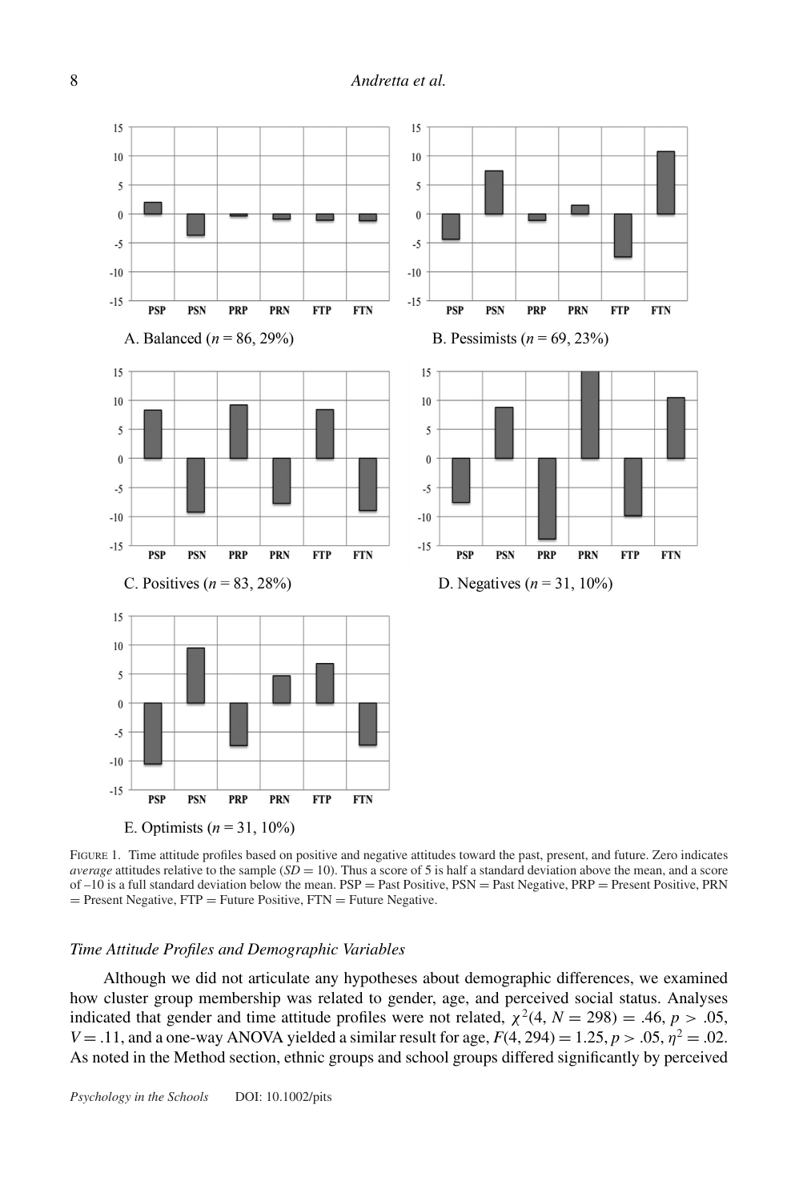A. Balanced (*n* = 86, 29%)

B. Pessimists (*n* = 69, 23%)

C. Positives (*n* = 83, 28%)

D. Negatives (*n* = 31, 10%)

E. Optimists (*n* = 31, 10%)

FIGURE 1. Time attitude profiles based on positive and negative attitudes toward the past, present, and future. Zero indicates *average* attitudes relative to the sample (*SD* = 10). Thus a score of 5 is half a standard deviation above the mean, and a score of –10 is a full standard deviation below the mean. PSP = Past Positive, PSN = Past Negative, PRP = Present Positive, PRN = Present Negative, FTP = Future Positive, FTN = Future Negative.

### *Time Attitude Profiles and Demographic Variables*

Although we did not articulate any hypotheses about demographic differences, we examined how cluster group membership was related to gender, age, and perceived social status. Analyses indicated that gender and time attitude profiles were not related, $\chi^2(4, N = 298) = .46$, $p > .05$, $V = .11$, and a one-way ANOVA yielded a similar result for age, $F(4, 294) = 1.25$, $p > .05$, $\eta^2 = .02$. As noted in the Method section, ethnic groups and school groups differed significantly by perceived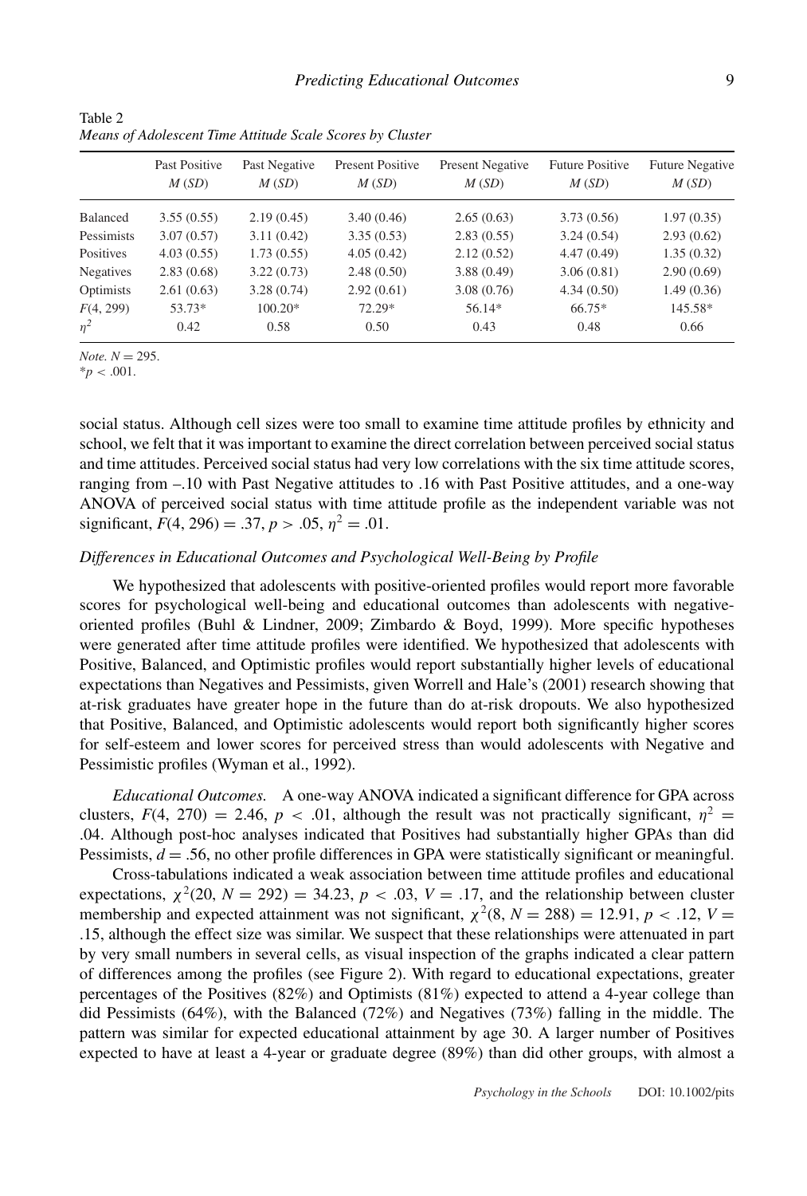Table 2
*Means of Adolescent Time Attitude Scale Scores by Cluster*

| | Past Positive $M$ ($SD$) | Past Negative $M$ ($SD$) | Present Positive $M$ ($SD$) | Present Negative $M$ ($SD$) | Future Positive $M$ ($SD$) | Future Negative $M$ ($SD$) |
|---|---|---|---|---|---|---|
| Balanced | 3.55 (0.55) | 2.19 (0.45) | 3.40 (0.46) | 2.65 (0.63) | 3.73 (0.56) | 1.97 (0.35) |
| Pessimists | 3.07 (0.57) | 3.11 (0.42) | 3.35 (0.53) | 2.83 (0.55) | 3.24 (0.54) | 2.93 (0.62) |
| Positives | 4.03 (0.55) | 1.73 (0.55) | 4.05 (0.42) | 2.12 (0.52) | 4.47 (0.49) | 1.35 (0.32) |
| Negatives | 2.83 (0.68) | 3.22 (0.73) | 2.48 (0.50) | 3.88 (0.49) | 3.06 (0.81) | 2.90 (0.69) |
| Optimists | 2.61 (0.63) | 3.28 (0.74) | 2.92 (0.61) | 3.08 (0.76) | 4.34 (0.50) | 1.49 (0.36) |
| $F$(4, 299) | 53.73* | 100.20* | 72.29* | 56.14* | 66.75* | 145.58* |
| $\eta^2$ | 0.42 | 0.58 | 0.50 | 0.43 | 0.48 | 0.66 |

*Note.* $N = 295$.
*$p < .001$.

social status. Although cell sizes were too small to examine time attitude profiles by ethnicity and school, we felt that it was important to examine the direct correlation between perceived social status and time attitudes. Perceived social status had very low correlations with the six time attitude scores, ranging from –.10 with Past Negative attitudes to .16 with Past Positive attitudes, and a one-way ANOVA of perceived social status with time attitude profile as the independent variable was not significant, $F(4, 296) = .37$, $p > .05$, $\eta^2 = .01$.

### *Differences in Educational Outcomes and Psychological Well-Being by Profile*

We hypothesized that adolescents with positive-oriented profiles would report more favorable scores for psychological well-being and educational outcomes than adolescents with negative-oriented profiles (Buhl & Lindner, 2009; Zimbardo & Boyd, 1999). More specific hypotheses were generated after time attitude profiles were identified. We hypothesized that adolescents with Positive, Balanced, and Optimistic profiles would report substantially higher levels of educational expectations than Negatives and Pessimists, given Worrell and Hale's (2001) research showing that at-risk graduates have greater hope in the future than do at-risk dropouts. We also hypothesized that Positive, Balanced, and Optimistic adolescents would report both significantly higher scores for self-esteem and lower scores for perceived stress than would adolescents with Negative and Pessimistic profiles (Wyman et al., 1992).

*Educational Outcomes.* A one-way ANOVA indicated a significant difference for GPA across clusters, $F(4, 270) = 2.46$, $p < .01$, although the result was not practically significant, $\eta^2 = .04$. Although post-hoc analyses indicated that Positives had substantially higher GPAs than did Pessimists, $d = .56$, no other profile differences in GPA were statistically significant or meaningful.

Cross-tabulations indicated a weak association between time attitude profiles and educational expectations, $\chi^2(20, N = 292) = 34.23$, $p < .03$, $V = .17$, and the relationship between cluster membership and expected attainment was not significant, $\chi^2(8, N = 288) = 12.91$, $p < .12$, $V = .15$, although the effect size was similar. We suspect that these relationships were attenuated in part by very small numbers in several cells, as visual inspection of the graphs indicated a clear pattern of differences among the profiles (see Figure 2). With regard to educational expectations, greater percentages of the Positives (82%) and Optimists (81%) expected to attend a 4-year college than did Pessimists (64%), with the Balanced (72%) and Negatives (73%) falling in the middle. The pattern was similar for expected educational attainment by age 30. A larger number of Positives expected to have at least a 4-year or graduate degree (89%) than did other groups, with almost a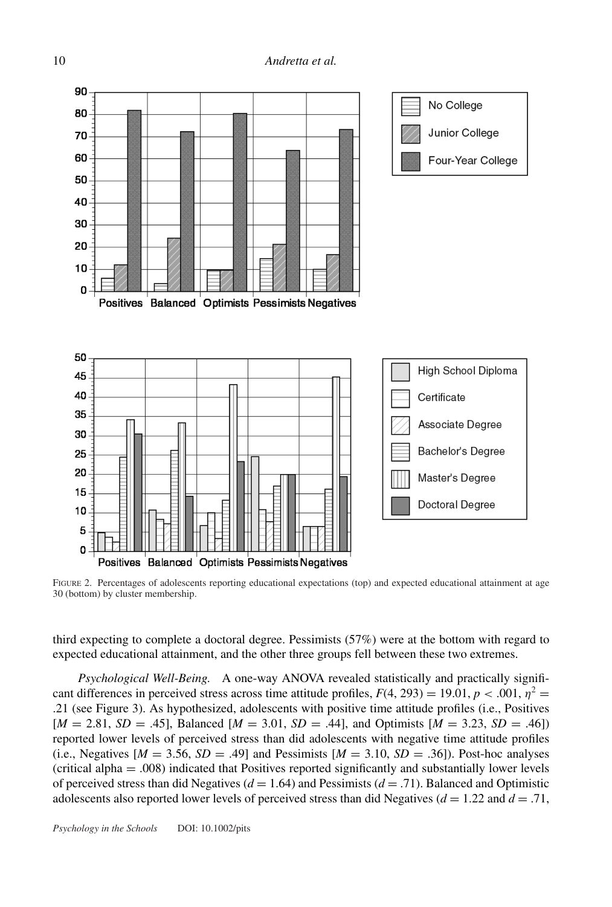FIGURE 2. Percentages of adolescents reporting educational expectations (top) and expected educational attainment at age 30 (bottom) by cluster membership.

third expecting to complete a doctoral degree. Pessimists (57%) were at the bottom with regard to expected educational attainment, and the other three groups fell between these two extremes.

*Psychological Well-Being.* A one-way ANOVA revealed statistically and practically significant differences in perceived stress across time attitude profiles, $F(4, 293) = 19.01$, $p < .001$, $\eta^2 = .21$ (see Figure 3). As hypothesized, adolescents with positive time attitude profiles (i.e., Positives [$M = 2.81$, $SD = .45$], Balanced [$M = 3.01$, $SD = .44$], and Optimists [$M = 3.23$, $SD = .46$]) reported lower levels of perceived stress than did adolescents with negative time attitude profiles (i.e., Negatives [$M = 3.56$, $SD = .49$] and Pessimists [$M = 3.10$, $SD = .36$]). Post-hoc analyses (critical alpha = .008) indicated that Positives reported significantly and substantially lower levels of perceived stress than did Negatives ($d = 1.64$) and Pessimists ($d = .71$). Balanced and Optimistic adolescents also reported lower levels of perceived stress than did Negatives ($d = 1.22$ and $d = .71$,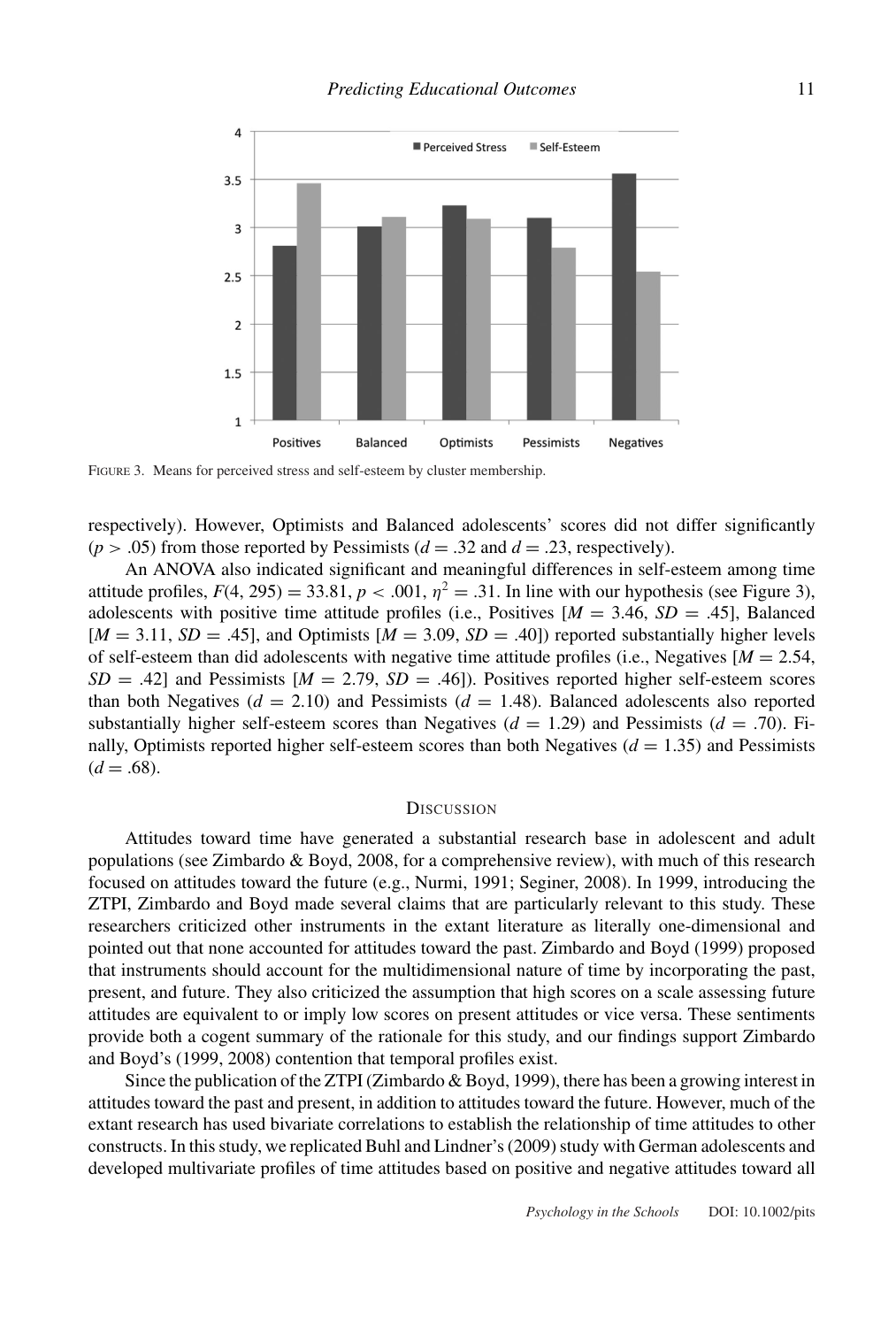FIGURE 3. Means for perceived stress and self-esteem by cluster membership.

respectively). However, Optimists and Balanced adolescents' scores did not differ significantly ($p > .05$) from those reported by Pessimists ($d = .32$ and $d = .23$, respectively).

An ANOVA also indicated significant and meaningful differences in self-esteem among time attitude profiles, $F(4, 295) = 33.81$, $p < .001$, $\eta^2 = .31$. In line with our hypothesis (see Figure 3), adolescents with positive time attitude profiles (i.e., Positives [$M = 3.46$, $SD = .45$], Balanced [$M = 3.11$, $SD = .45$], and Optimists [$M = 3.09$, $SD = .40$]) reported substantially higher levels of self-esteem than did adolescents with negative time attitude profiles (i.e., Negatives [$M = 2.54$, $SD = .42$] and Pessimists [$M = 2.79$, $SD = .46$]). Positives reported higher self-esteem scores than both Negatives ($d = 2.10$) and Pessimists ($d = 1.48$). Balanced adolescents also reported substantially higher self-esteem scores than Negatives ($d = 1.29$) and Pessimists ($d = .70$). Finally, Optimists reported higher self-esteem scores than both Negatives ($d = 1.35$) and Pessimists ($d = .68$).

## DISCUSSION

Attitudes toward time have generated a substantial research base in adolescent and adult populations (see Zimbardo & Boyd, 2008, for a comprehensive review), with much of this research focused on attitudes toward the future (e.g., Nurmi, 1991; Seginer, 2008). In 1999, introducing the ZTPI, Zimbardo and Boyd made several claims that are particularly relevant to this study. These researchers criticized other instruments in the extant literature as literally one-dimensional and pointed out that none accounted for attitudes toward the past. Zimbardo and Boyd (1999) proposed that instruments should account for the multidimensional nature of time by incorporating the past, present, and future. They also criticized the assumption that high scores on a scale assessing future attitudes are equivalent to or imply low scores on present attitudes or vice versa. These sentiments provide both a cogent summary of the rationale for this study, and our findings support Zimbardo and Boyd's (1999, 2008) contention that temporal profiles exist.

Since the publication of the ZTPI (Zimbardo & Boyd, 1999), there has been a growing interest in attitudes toward the past and present, in addition to attitudes toward the future. However, much of the extant research has used bivariate correlations to establish the relationship of time attitudes to other constructs. In this study, we replicated Buhl and Lindner's (2009) study with German adolescents and developed multivariate profiles of time attitudes based on positive and negative attitudes toward all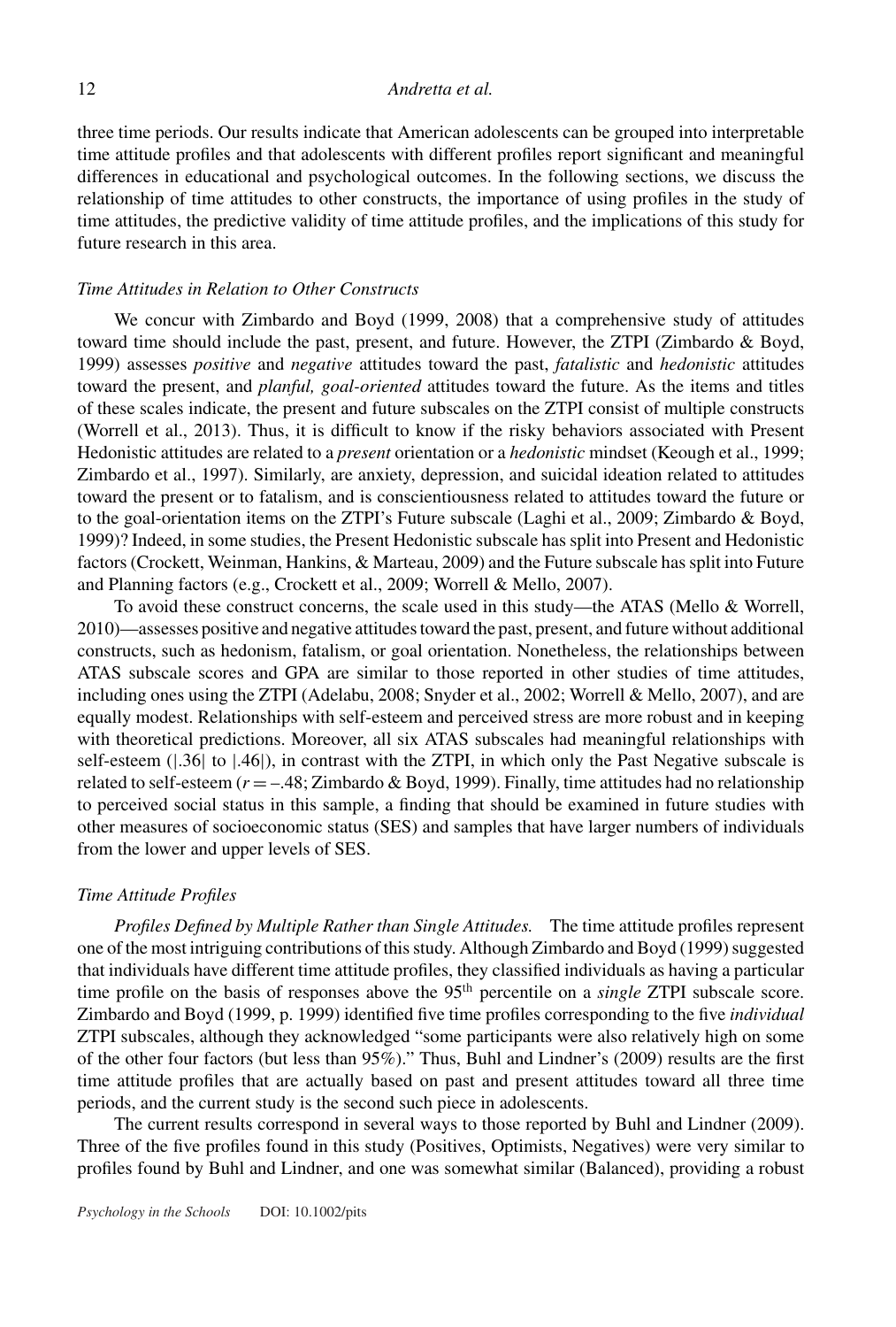three time periods. Our results indicate that American adolescents can be grouped into interpretable time attitude profiles and that adolescents with different profiles report significant and meaningful differences in educational and psychological outcomes. In the following sections, we discuss the relationship of time attitudes to other constructs, the importance of using profiles in the study of time attitudes, the predictive validity of time attitude profiles, and the implications of this study for future research in this area.

### *Time Attitudes in Relation to Other Constructs*

We concur with Zimbardo and Boyd (1999, 2008) that a comprehensive study of attitudes toward time should include the past, present, and future. However, the ZTPI (Zimbardo & Boyd, 1999) assesses *positive* and *negative* attitudes toward the past, *fatalistic* and *hedonistic* attitudes toward the present, and *planful, goal-oriented* attitudes toward the future. As the items and titles of these scales indicate, the present and future subscales on the ZTPI consist of multiple constructs (Worrell et al., 2013). Thus, it is difficult to know if the risky behaviors associated with Present Hedonistic attitudes are related to a *present* orientation or a *hedonistic* mindset (Keough et al., 1999; Zimbardo et al., 1997). Similarly, are anxiety, depression, and suicidal ideation related to attitudes toward the present or to fatalism, and is conscientiousness related to attitudes toward the future or to the goal-orientation items on the ZTPI's Future subscale (Laghi et al., 2009; Zimbardo & Boyd, 1999)? Indeed, in some studies, the Present Hedonistic subscale has split into Present and Hedonistic factors (Crockett, Weinman, Hankins, & Marteau, 2009) and the Future subscale has split into Future and Planning factors (e.g., Crockett et al., 2009; Worrell & Mello, 2007).

To avoid these construct concerns, the scale used in this study—the ATAS (Mello & Worrell, 2010)—assesses positive and negative attitudes toward the past, present, and future without additional constructs, such as hedonism, fatalism, or goal orientation. Nonetheless, the relationships between ATAS subscale scores and GPA are similar to those reported in other studies of time attitudes, including ones using the ZTPI (Adelabu, 2008; Snyder et al., 2002; Worrell & Mello, 2007), and are equally modest. Relationships with self-esteem and perceived stress are more robust and in keeping with theoretical predictions. Moreover, all six ATAS subscales had meaningful relationships with self-esteem (|.36| to |.46|), in contrast with the ZTPI, in which only the Past Negative subscale is related to self-esteem ($r = -.48$; Zimbardo & Boyd, 1999). Finally, time attitudes had no relationship to perceived social status in this sample, a finding that should be examined in future studies with other measures of socioeconomic status (SES) and samples that have larger numbers of individuals from the lower and upper levels of SES.

### *Time Attitude Profiles*

*Profiles Defined by Multiple Rather than Single Attitudes.* The time attitude profiles represent one of the most intriguing contributions of this study. Although Zimbardo and Boyd (1999) suggested that individuals have different time attitude profiles, they classified individuals as having a particular time profile on the basis of responses above the 95th percentile on a *single* ZTPI subscale score. Zimbardo and Boyd (1999, p. 1999) identified five time profiles corresponding to the five *individual* ZTPI subscales, although they acknowledged "some participants were also relatively high on some of the other four factors (but less than 95%)." Thus, Buhl and Lindner's (2009) results are the first time attitude profiles that are actually based on past and present attitudes toward all three time periods, and the current study is the second such piece in adolescents.

The current results correspond in several ways to those reported by Buhl and Lindner (2009). Three of the five profiles found in this study (Positives, Optimists, Negatives) were very similar to profiles found by Buhl and Lindner, and one was somewhat similar (Balanced), providing a robust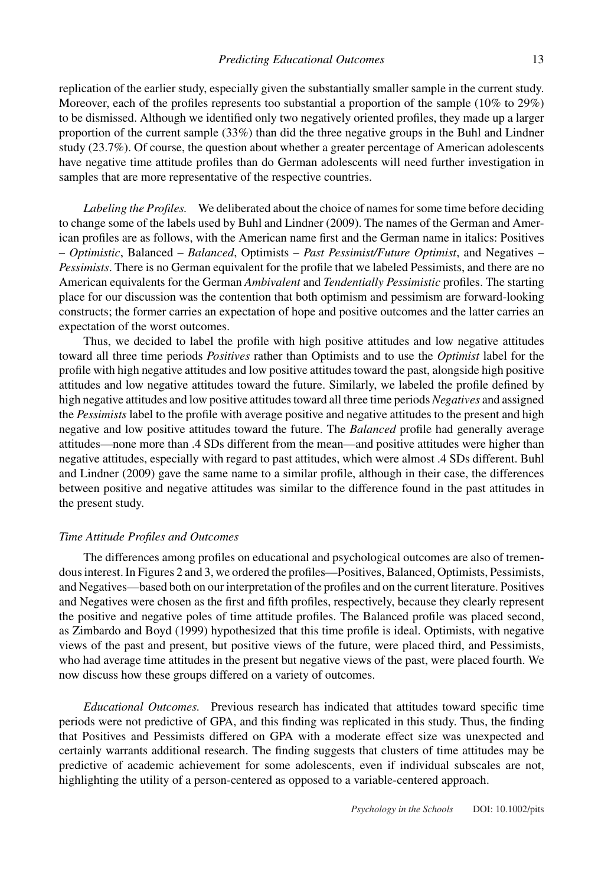replication of the earlier study, especially given the substantially smaller sample in the current study. Moreover, each of the profiles represents too substantial a proportion of the sample (10% to 29%) to be dismissed. Although we identified only two negatively oriented profiles, they made up a larger proportion of the current sample (33%) than did the three negative groups in the Buhl and Lindner study (23.7%). Of course, the question about whether a greater percentage of American adolescents have negative time attitude profiles than do German adolescents will need further investigation in samples that are more representative of the respective countries.

*Labeling the Profiles.* We deliberated about the choice of names for some time before deciding to change some of the labels used by Buhl and Lindner (2009). The names of the German and American profiles are as follows, with the American name first and the German name in italics: Positives – *Optimistic*, Balanced – *Balanced*, Optimists – *Past Pessimist/Future Optimist*, and Negatives – *Pessimists*. There is no German equivalent for the profile that we labeled Pessimists, and there are no American equivalents for the German *Ambivalent* and *Tendentially Pessimistic* profiles. The starting place for our discussion was the contention that both optimism and pessimism are forward-looking constructs; the former carries an expectation of hope and positive outcomes and the latter carries an expectation of the worst outcomes.

Thus, we decided to label the profile with high positive attitudes and low negative attitudes toward all three time periods *Positives* rather than Optimists and to use the *Optimist* label for the profile with high negative attitudes and low positive attitudes toward the past, alongside high positive attitudes and low negative attitudes toward the future. Similarly, we labeled the profile defined by high negative attitudes and low positive attitudes toward all three time periods *Negatives* and assigned the *Pessimists* label to the profile with average positive and negative attitudes to the present and high negative and low positive attitudes toward the future. The *Balanced* profile had generally average attitudes—none more than .4 SDs different from the mean—and positive attitudes were higher than negative attitudes, especially with regard to past attitudes, which were almost .4 SDs different. Buhl and Lindner (2009) gave the same name to a similar profile, although in their case, the differences between positive and negative attitudes was similar to the difference found in the past attitudes in the present study.

### *Time Attitude Profiles and Outcomes*

The differences among profiles on educational and psychological outcomes are also of tremendous interest. In Figures 2 and 3, we ordered the profiles—Positives, Balanced, Optimists, Pessimists, and Negatives—based both on our interpretation of the profiles and on the current literature. Positives and Negatives were chosen as the first and fifth profiles, respectively, because they clearly represent the positive and negative poles of time attitude profiles. The Balanced profile was placed second, as Zimbardo and Boyd (1999) hypothesized that this time profile is ideal. Optimists, with negative views of the past and present, but positive views of the future, were placed third, and Pessimists, who had average time attitudes in the present but negative views of the past, were placed fourth. We now discuss how these groups differed on a variety of outcomes.

*Educational Outcomes.* Previous research has indicated that attitudes toward specific time periods were not predictive of GPA, and this finding was replicated in this study. Thus, the finding that Positives and Pessimists differed on GPA with a moderate effect size was unexpected and certainly warrants additional research. The finding suggests that clusters of time attitudes may be predictive of academic achievement for some adolescents, even if individual subscales are not, highlighting the utility of a person-centered as opposed to a variable-centered approach.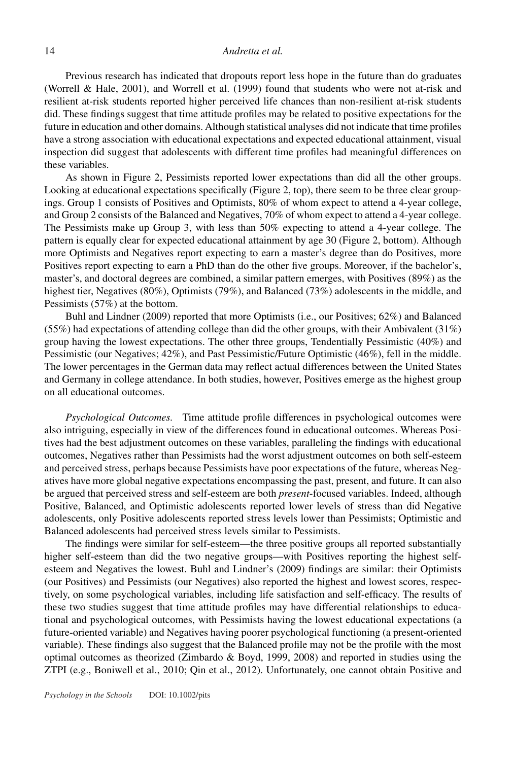Previous research has indicated that dropouts report less hope in the future than do graduates (Worrell & Hale, 2001), and Worrell et al. (1999) found that students who were not at-risk and resilient at-risk students reported higher perceived life chances than non-resilient at-risk students did. These findings suggest that time attitude profiles may be related to positive expectations for the future in education and other domains. Although statistical analyses did not indicate that time profiles have a strong association with educational expectations and expected educational attainment, visual inspection did suggest that adolescents with different time profiles had meaningful differences on these variables.

As shown in Figure 2, Pessimists reported lower expectations than did all the other groups. Looking at educational expectations specifically (Figure 2, top), there seem to be three clear groupings. Group 1 consists of Positives and Optimists, 80% of whom expect to attend a 4-year college, and Group 2 consists of the Balanced and Negatives, 70% of whom expect to attend a 4-year college. The Pessimists make up Group 3, with less than 50% expecting to attend a 4-year college. The pattern is equally clear for expected educational attainment by age 30 (Figure 2, bottom). Although more Optimists and Negatives report expecting to earn a master's degree than do Positives, more Positives report expecting to earn a PhD than do the other five groups. Moreover, if the bachelor's, master's, and doctoral degrees are combined, a similar pattern emerges, with Positives (89%) as the highest tier, Negatives (80%), Optimists (79%), and Balanced (73%) adolescents in the middle, and Pessimists (57%) at the bottom.

Buhl and Lindner (2009) reported that more Optimists (i.e., our Positives; 62%) and Balanced (55%) had expectations of attending college than did the other groups, with their Ambivalent (31%) group having the lowest expectations. The other three groups, Tendentially Pessimistic (40%) and Pessimistic (our Negatives; 42%), and Past Pessimistic/Future Optimistic (46%), fell in the middle. The lower percentages in the German data may reflect actual differences between the United States and Germany in college attendance. In both studies, however, Positives emerge as the highest group on all educational outcomes.

*Psychological Outcomes.* Time attitude profile differences in psychological outcomes were also intriguing, especially in view of the differences found in educational outcomes. Whereas Positives had the best adjustment outcomes on these variables, paralleling the findings with educational outcomes, Negatives rather than Pessimists had the worst adjustment outcomes on both self-esteem and perceived stress, perhaps because Pessimists have poor expectations of the future, whereas Negatives have more global negative expectations encompassing the past, present, and future. It can also be argued that perceived stress and self-esteem are both *present*-focused variables. Indeed, although Positive, Balanced, and Optimistic adolescents reported lower levels of stress than did Negative adolescents, only Positive adolescents reported stress levels lower than Pessimists; Optimistic and Balanced adolescents had perceived stress levels similar to Pessimists.

The findings were similar for self-esteem—the three positive groups all reported substantially higher self-esteem than did the two negative groups—with Positives reporting the highest self-esteem and Negatives the lowest. Buhl and Lindner's (2009) findings are similar: their Optimists (our Positives) and Pessimists (our Negatives) also reported the highest and lowest scores, respectively, on some psychological variables, including life satisfaction and self-efficacy. The results of these two studies suggest that time attitude profiles may have differential relationships to educational and psychological outcomes, with Pessimists having the lowest educational expectations (a future-oriented variable) and Negatives having poorer psychological functioning (a present-oriented variable). These findings also suggest that the Balanced profile may not be the profile with the most optimal outcomes as theorized (Zimbardo & Boyd, 1999, 2008) and reported in studies using the ZTPI (e.g., Boniwell et al., 2010; Qin et al., 2012). Unfortunately, one cannot obtain Positive and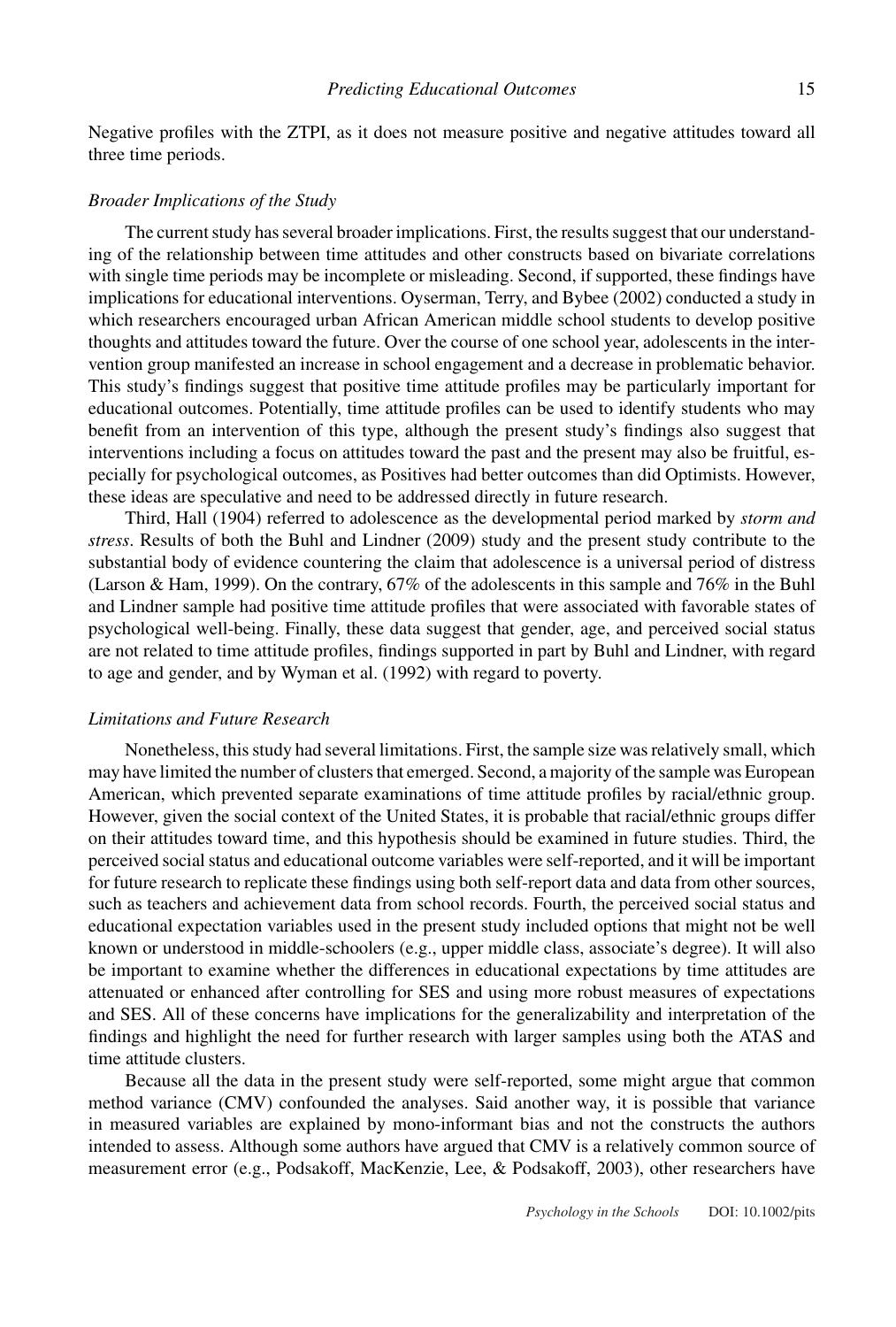Negative profiles with the ZTPI, as it does not measure positive and negative attitudes toward all three time periods.

### *Broader Implications of the Study*

The current study has several broader implications. First, the results suggest that our understanding of the relationship between time attitudes and other constructs based on bivariate correlations with single time periods may be incomplete or misleading. Second, if supported, these findings have implications for educational interventions. Oyserman, Terry, and Bybee (2002) conducted a study in which researchers encouraged urban African American middle school students to develop positive thoughts and attitudes toward the future. Over the course of one school year, adolescents in the intervention group manifested an increase in school engagement and a decrease in problematic behavior. This study's findings suggest that positive time attitude profiles may be particularly important for educational outcomes. Potentially, time attitude profiles can be used to identify students who may benefit from an intervention of this type, although the present study's findings also suggest that interventions including a focus on attitudes toward the past and the present may also be fruitful, especially for psychological outcomes, as Positives had better outcomes than did Optimists. However, these ideas are speculative and need to be addressed directly in future research.

Third, Hall (1904) referred to adolescence as the developmental period marked by *storm and stress*. Results of both the Buhl and Lindner (2009) study and the present study contribute to the substantial body of evidence countering the claim that adolescence is a universal period of distress (Larson & Ham, 1999). On the contrary, 67% of the adolescents in this sample and 76% in the Buhl and Lindner sample had positive time attitude profiles that were associated with favorable states of psychological well-being. Finally, these data suggest that gender, age, and perceived social status are not related to time attitude profiles, findings supported in part by Buhl and Lindner, with regard to age and gender, and by Wyman et al. (1992) with regard to poverty.

### *Limitations and Future Research*

Nonetheless, this study had several limitations. First, the sample size was relatively small, which may have limited the number of clusters that emerged. Second, a majority of the sample was European American, which prevented separate examinations of time attitude profiles by racial/ethnic group. However, given the social context of the United States, it is probable that racial/ethnic groups differ on their attitudes toward time, and this hypothesis should be examined in future studies. Third, the perceived social status and educational outcome variables were self-reported, and it will be important for future research to replicate these findings using both self-report data and data from other sources, such as teachers and achievement data from school records. Fourth, the perceived social status and educational expectation variables used in the present study included options that might not be well known or understood in middle-schoolers (e.g., upper middle class, associate's degree). It will also be important to examine whether the differences in educational expectations by time attitudes are attenuated or enhanced after controlling for SES and using more robust measures of expectations and SES. All of these concerns have implications for the generalizability and interpretation of the findings and highlight the need for further research with larger samples using both the ATAS and time attitude clusters.

Because all the data in the present study were self-reported, some might argue that common method variance (CMV) confounded the analyses. Said another way, it is possible that variance in measured variables are explained by mono-informant bias and not the constructs the authors intended to assess. Although some authors have argued that CMV is a relatively common source of measurement error (e.g., Podsakoff, MacKenzie, Lee, & Podsakoff, 2003), other researchers have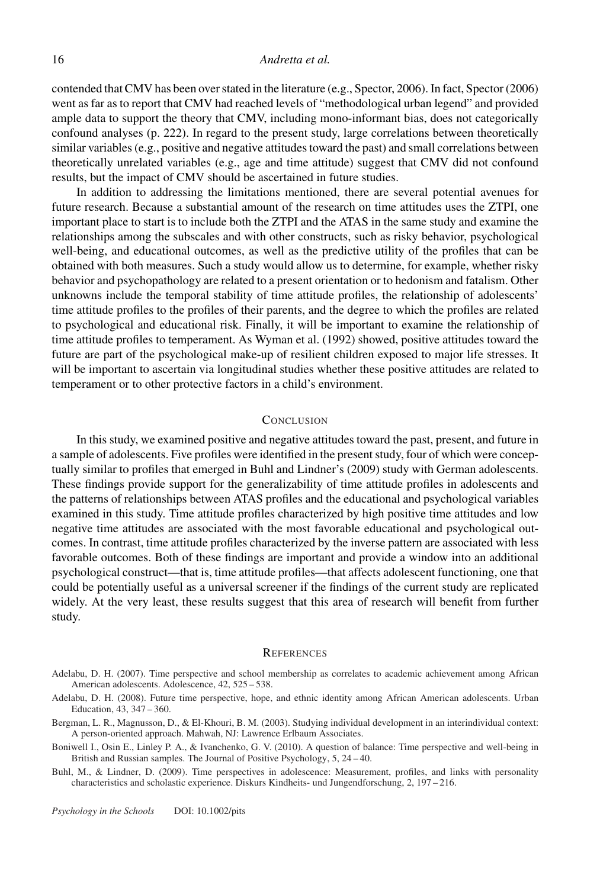contended that CMV has been over stated in the literature (e.g., Spector, 2006). In fact, Spector (2006) went as far as to report that CMV had reached levels of "methodological urban legend" and provided ample data to support the theory that CMV, including mono-informant bias, does not categorically confound analyses (p. 222). In regard to the present study, large correlations between theoretically similar variables (e.g., positive and negative attitudes toward the past) and small correlations between theoretically unrelated variables (e.g., age and time attitude) suggest that CMV did not confound results, but the impact of CMV should be ascertained in future studies.

In addition to addressing the limitations mentioned, there are several potential avenues for future research. Because a substantial amount of the research on time attitudes uses the ZTPI, one important place to start is to include both the ZTPI and the ATAS in the same study and examine the relationships among the subscales and with other constructs, such as risky behavior, psychological well-being, and educational outcomes, as well as the predictive utility of the profiles that can be obtained with both measures. Such a study would allow us to determine, for example, whether risky behavior and psychopathology are related to a present orientation or to hedonism and fatalism. Other unknowns include the temporal stability of time attitude profiles, the relationship of adolescents' time attitude profiles to the profiles of their parents, and the degree to which the profiles are related to psychological and educational risk. Finally, it will be important to examine the relationship of time attitude profiles to temperament. As Wyman et al. (1992) showed, positive attitudes toward the future are part of the psychological make-up of resilient children exposed to major life stresses. It will be important to ascertain via longitudinal studies whether these positive attitudes are related to temperament or to other protective factors in a child's environment.

## Conclusion

In this study, we examined positive and negative attitudes toward the past, present, and future in a sample of adolescents. Five profiles were identified in the present study, four of which were conceptually similar to profiles that emerged in Buhl and Lindner's (2009) study with German adolescents. These findings provide support for the generalizability of time attitude profiles in adolescents and the patterns of relationships between ATAS profiles and the educational and psychological variables examined in this study. Time attitude profiles characterized by high positive time attitudes and low negative time attitudes are associated with the most favorable educational and psychological outcomes. In contrast, time attitude profiles characterized by the inverse pattern are associated with less favorable outcomes. Both of these findings are important and provide a window into an additional psychological construct—that is, time attitude profiles—that affects adolescent functioning, one that could be potentially useful as a universal screener if the findings of the current study are replicated widely. At the very least, these results suggest that this area of research will benefit from further study.

## References

Adelabu, D. H. (2007). Time perspective and school membership as correlates to academic achievement among African American adolescents. Adolescence, 42, 525 – 538.

Adelabu, D. H. (2008). Future time perspective, hope, and ethnic identity among African American adolescents. Urban Education, 43, 347 – 360.

Bergman, L. R., Magnusson, D., & El-Khouri, B. M. (2003). Studying individual development in an interindividual context: A person-oriented approach. Mahwah, NJ: Lawrence Erlbaum Associates.

Boniwell I., Osin E., Linley P. A., & Ivanchenko, G. V. (2010). A question of balance: Time perspective and well-being in British and Russian samples. The Journal of Positive Psychology, 5, 24 – 40.

Buhl, M., & Lindner, D. (2009). Time perspectives in adolescence: Measurement, profiles, and links with personality characteristics and scholastic experience. Diskurs Kindheits- und Jungendforschung, 2, 197 – 216.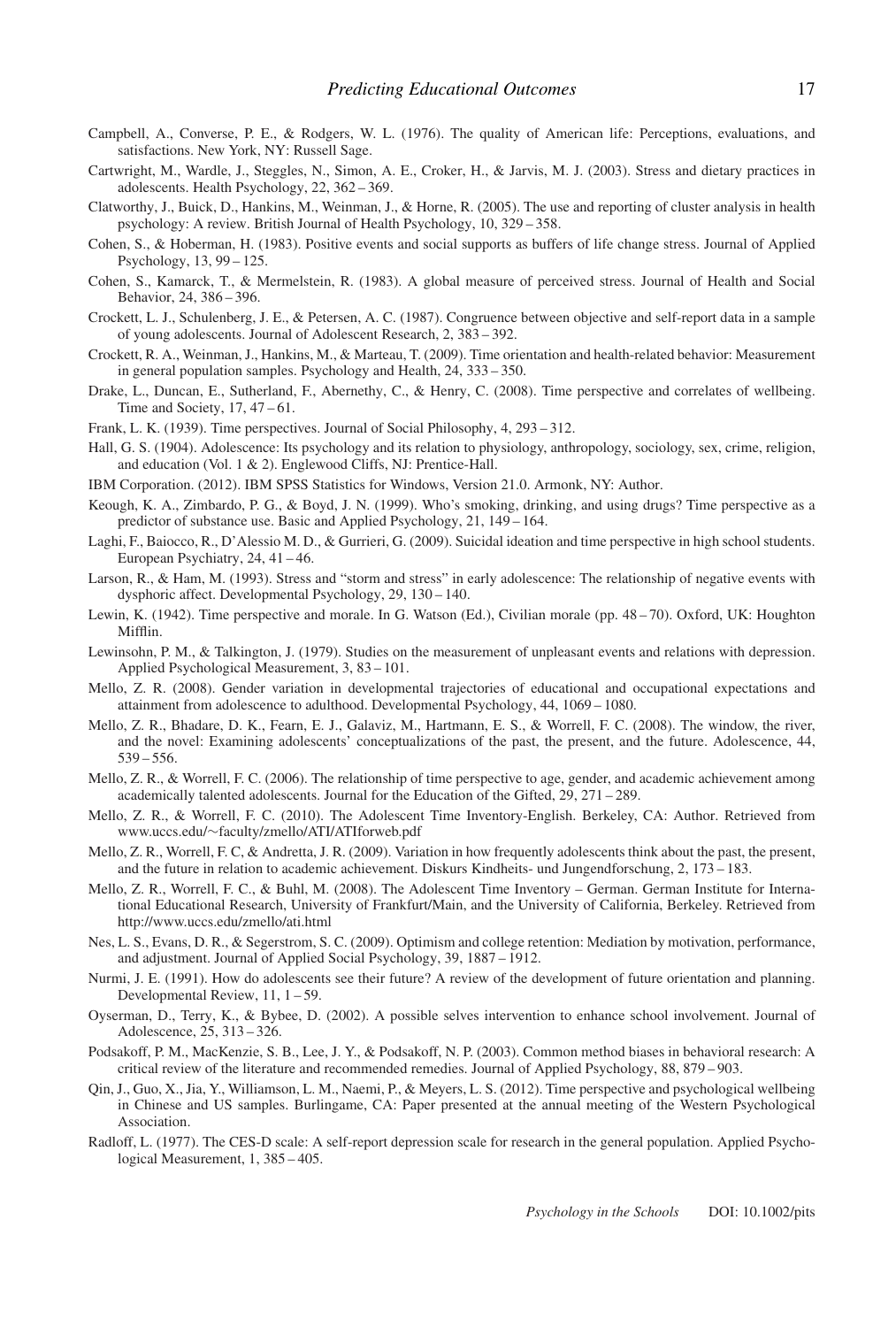Campbell, A., Converse, P. E., & Rodgers, W. L. (1976). The quality of American life: Perceptions, evaluations, and satisfactions. New York, NY: Russell Sage.

Cartwright, M., Wardle, J., Steggles, N., Simon, A. E., Croker, H., & Jarvis, M. J. (2003). Stress and dietary practices in adolescents. Health Psychology, 22, 362 – 369.

Clatworthy, J., Buick, D., Hankins, M., Weinman, J., & Horne, R. (2005). The use and reporting of cluster analysis in health psychology: A review. British Journal of Health Psychology, 10, 329 – 358.

Cohen, S., & Hoberman, H. (1983). Positive events and social supports as buffers of life change stress. Journal of Applied Psychology, 13, 99 – 125.

Cohen, S., Kamarck, T., & Mermelstein, R. (1983). A global measure of perceived stress. Journal of Health and Social Behavior, 24, 386 – 396.

Crockett, L. J., Schulenberg, J. E., & Petersen, A. C. (1987). Congruence between objective and self-report data in a sample of young adolescents. Journal of Adolescent Research, 2, 383 – 392.

Crockett, R. A., Weinman, J., Hankins, M., & Marteau, T. (2009). Time orientation and health-related behavior: Measurement in general population samples. Psychology and Health, 24, 333 – 350.

Drake, L., Duncan, E., Sutherland, F., Abernethy, C., & Henry, C. (2008). Time perspective and correlates of wellbeing. Time and Society, 17, 47 – 61.

Frank, L. K. (1939). Time perspectives. Journal of Social Philosophy, 4, 293 – 312.

Hall, G. S. (1904). Adolescence: Its psychology and its relation to physiology, anthropology, sociology, sex, crime, religion, and education (Vol. 1 & 2). Englewood Cliffs, NJ: Prentice-Hall.

IBM Corporation. (2012). IBM SPSS Statistics for Windows, Version 21.0. Armonk, NY: Author.

Keough, K. A., Zimbardo, P. G., & Boyd, J. N. (1999). Who's smoking, drinking, and using drugs? Time perspective as a predictor of substance use. Basic and Applied Psychology, 21, 149 – 164.

Laghi, F., Baiocco, R., D'Alessio M. D., & Gurrieri, G. (2009). Suicidal ideation and time perspective in high school students. European Psychiatry, 24, 41 – 46.

Larson, R., & Ham, M. (1993). Stress and "storm and stress" in early adolescence: The relationship of negative events with dysphoric affect. Developmental Psychology, 29, 130 – 140.

Lewin, K. (1942). Time perspective and morale. In G. Watson (Ed.), Civilian morale (pp. 48 – 70). Oxford, UK: Houghton Mifflin.

Lewinsohn, P. M., & Talkington, J. (1979). Studies on the measurement of unpleasant events and relations with depression. Applied Psychological Measurement, 3, 83 – 101.

Mello, Z. R. (2008). Gender variation in developmental trajectories of educational and occupational expectations and attainment from adolescence to adulthood. Developmental Psychology, 44, 1069 – 1080.

Mello, Z. R., Bhadare, D. K., Fearn, E. J., Galaviz, M., Hartmann, E. S., & Worrell, F. C. (2008). The window, the river, and the novel: Examining adolescents' conceptualizations of the past, the present, and the future. Adolescence, 44, 539 – 556.

Mello, Z. R., & Worrell, F. C. (2006). The relationship of time perspective to age, gender, and academic achievement among academically talented adolescents. Journal for the Education of the Gifted, 29, 271 – 289.

Mello, Z. R., & Worrell, F. C. (2010). The Adolescent Time Inventory-English. Berkeley, CA: Author. Retrieved from www.uccs.edu/~faculty/zmello/ATI/ATIforweb.pdf

Mello, Z. R., Worrell, F. C, & Andretta, J. R. (2009). Variation in how frequently adolescents think about the past, the present, and the future in relation to academic achievement. Diskurs Kindheits- und Jungendforschung, 2, 173 – 183.

Mello, Z. R., Worrell, F. C., & Buhl, M. (2008). The Adolescent Time Inventory – German. German Institute for International Educational Research, University of Frankfurt/Main, and the University of California, Berkeley. Retrieved from http://www.uccs.edu/zmello/ati.html

Nes, L. S., Evans, D. R., & Segerstrom, S. C. (2009). Optimism and college retention: Mediation by motivation, performance, and adjustment. Journal of Applied Social Psychology, 39, 1887 – 1912.

Nurmi, J. E. (1991). How do adolescents see their future? A review of the development of future orientation and planning. Developmental Review, 11, 1 – 59.

Oyserman, D., Terry, K., & Bybee, D. (2002). A possible selves intervention to enhance school involvement. Journal of Adolescence, 25, 313 – 326.

Podsakoff, P. M., MacKenzie, S. B., Lee, J. Y., & Podsakoff, N. P. (2003). Common method biases in behavioral research: A critical review of the literature and recommended remedies. Journal of Applied Psychology, 88, 879 – 903.

Qin, J., Guo, X., Jia, Y., Williamson, L. M., Naemi, P., & Meyers, L. S. (2012). Time perspective and psychological wellbeing in Chinese and US samples. Burlingame, CA: Paper presented at the annual meeting of the Western Psychological Association.

Radloff, L. (1977). The CES-D scale: A self-report depression scale for research in the general population. Applied Psychological Measurement, 1, 385 – 405.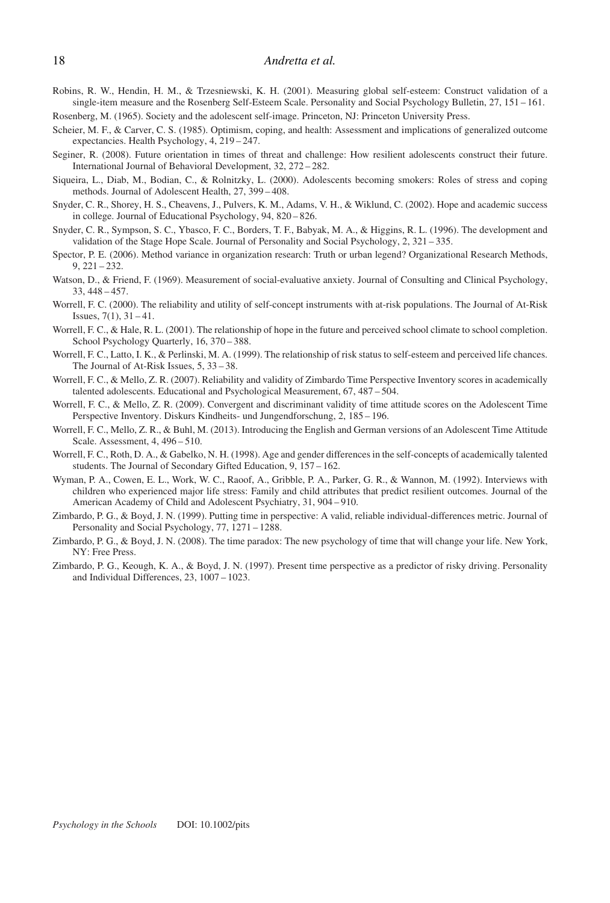Robins, R. W., Hendin, H. M., & Trzesniewski, K. H. (2001). Measuring global self-esteem: Construct validation of a single-item measure and the Rosenberg Self-Esteem Scale. Personality and Social Psychology Bulletin, 27, 151 – 161.

Rosenberg, M. (1965). Society and the adolescent self-image. Princeton, NJ: Princeton University Press.

Scheier, M. F., & Carver, C. S. (1985). Optimism, coping, and health: Assessment and implications of generalized outcome expectancies. Health Psychology, 4, 219 – 247.

Seginer, R. (2008). Future orientation in times of threat and challenge: How resilient adolescents construct their future. International Journal of Behavioral Development, 32, 272 – 282.

Siqueira, L., Diab, M., Bodian, C., & Rolnitzky, L. (2000). Adolescents becoming smokers: Roles of stress and coping methods. Journal of Adolescent Health, 27, 399 – 408.

Snyder, C. R., Shorey, H. S., Cheavens, J., Pulvers, K. M., Adams, V. H., & Wiklund, C. (2002). Hope and academic success in college. Journal of Educational Psychology, 94, 820 – 826.

Snyder, C. R., Sympson, S. C., Ybasco, F. C., Borders, T. F., Babyak, M. A., & Higgins, R. L. (1996). The development and validation of the Stage Hope Scale. Journal of Personality and Social Psychology, 2, 321 – 335.

Spector, P. E. (2006). Method variance in organization research: Truth or urban legend? Organizational Research Methods, 9, 221 – 232.

Watson, D., & Friend, F. (1969). Measurement of social-evaluative anxiety. Journal of Consulting and Clinical Psychology, 33, 448 – 457.

Worrell, F. C. (2000). The reliability and utility of self-concept instruments with at-risk populations. The Journal of At-Risk Issues, 7(1), 31 – 41.

Worrell, F. C., & Hale, R. L. (2001). The relationship of hope in the future and perceived school climate to school completion. School Psychology Quarterly, 16, 370 – 388.

Worrell, F. C., Latto, I. K., & Perlinski, M. A. (1999). The relationship of risk status to self-esteem and perceived life chances. The Journal of At-Risk Issues, 5, 33 – 38.

Worrell, F. C., & Mello, Z. R. (2007). Reliability and validity of Zimbardo Time Perspective Inventory scores in academically talented adolescents. Educational and Psychological Measurement, 67, 487 – 504.

Worrell, F. C., & Mello, Z. R. (2009). Convergent and discriminant validity of time attitude scores on the Adolescent Time Perspective Inventory. Diskurs Kindheits- und Jungendforschung, 2, 185 – 196.

Worrell, F. C., Mello, Z. R., & Buhl, M. (2013). Introducing the English and German versions of an Adolescent Time Attitude Scale. Assessment, 4, 496 – 510.

Worrell, F. C., Roth, D. A., & Gabelko, N. H. (1998). Age and gender differences in the self-concepts of academically talented students. The Journal of Secondary Gifted Education, 9, 157 – 162.

Wyman, P. A., Cowen, E. L., Work, W. C., Raoof, A., Gribble, P. A., Parker, G. R., & Wannon, M. (1992). Interviews with children who experienced major life stress: Family and child attributes that predict resilient outcomes. Journal of the American Academy of Child and Adolescent Psychiatry, 31, 904 – 910.

Zimbardo, P. G., & Boyd, J. N. (1999). Putting time in perspective: A valid, reliable individual-differences metric. Journal of Personality and Social Psychology, 77, 1271 – 1288.

Zimbardo, P. G., & Boyd, J. N. (2008). The time paradox: The new psychology of time that will change your life. New York, NY: Free Press.

Zimbardo, P. G., Keough, K. A., & Boyd, J. N. (1997). Present time perspective as a predictor of risky driving. Personality and Individual Differences, 23, 1007 – 1023.